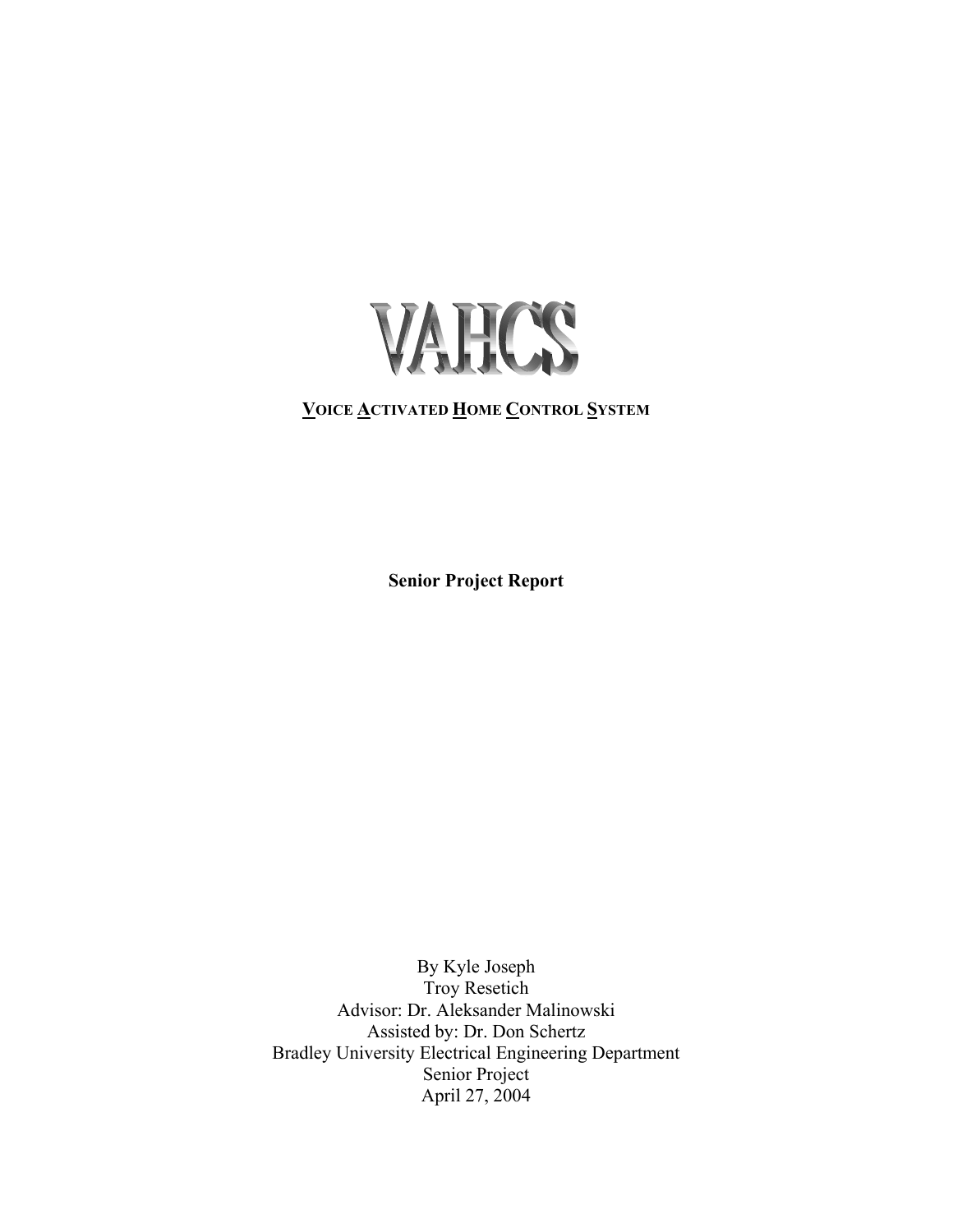# VAHCS

**VOICE ACTIVATED HOME CONTROL SYSTEM**

**Senior Project Report**

By Kyle Joseph
Troy Resetich
Advisor: Dr. Aleksander Malinowski
Assisted by: Dr. Don Schertz
Bradley University Electrical Engineering Department
Senior Project
April 27, 2004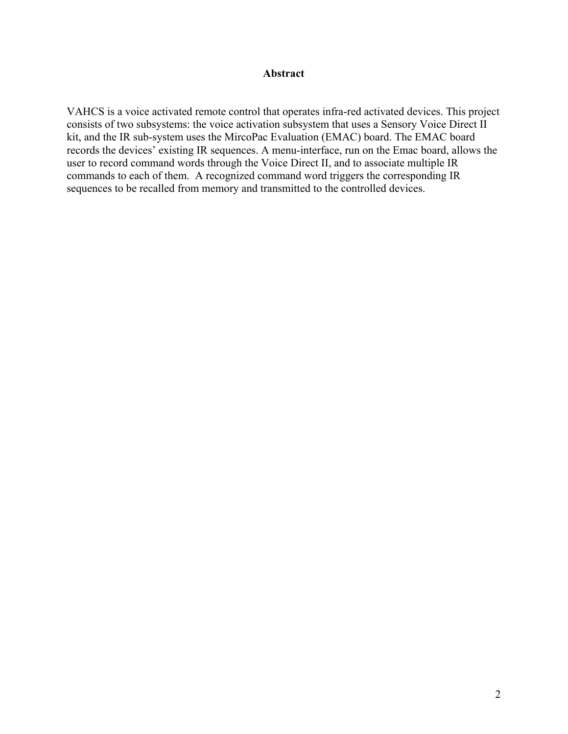## Abstract

VAHCS is a voice activated remote control that operates infra-red activated devices. This project consists of two subsystems: the voice activation subsystem that uses a Sensory Voice Direct II kit, and the IR sub-system uses the MircoPac Evaluation (EMAC) board. The EMAC board records the devices' existing IR sequences. A menu-interface, run on the Emac board, allows the user to record command words through the Voice Direct II, and to associate multiple IR commands to each of them. A recognized command word triggers the corresponding IR sequences to be recalled from memory and transmitted to the controlled devices.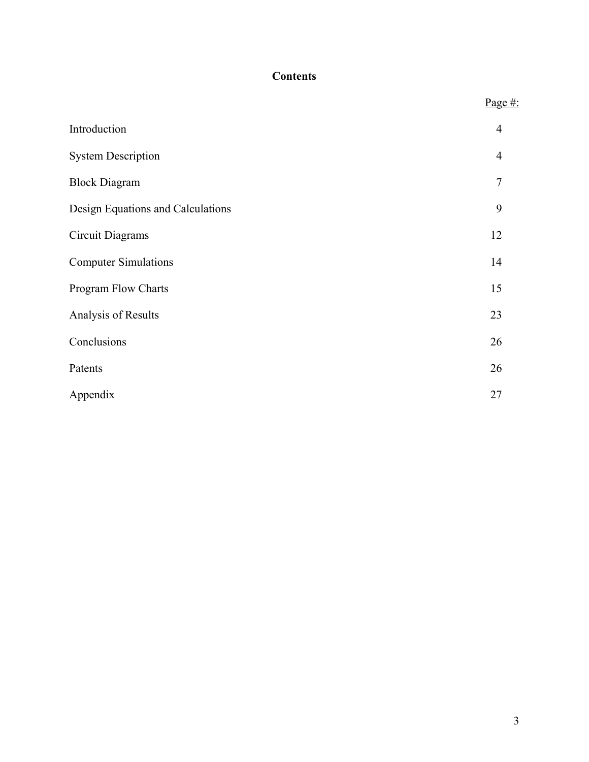# Contents

| | Page #: |
|---|---|
| Introduction | 4 |
| System Description | 4 |
| Block Diagram | 7 |
| Design Equations and Calculations | 9 |
| Circuit Diagrams | 12 |
| Computer Simulations | 14 |
| Program Flow Charts | 15 |
| Analysis of Results | 23 |
| Conclusions | 26 |
| Patents | 26 |
| Appendix | 27 |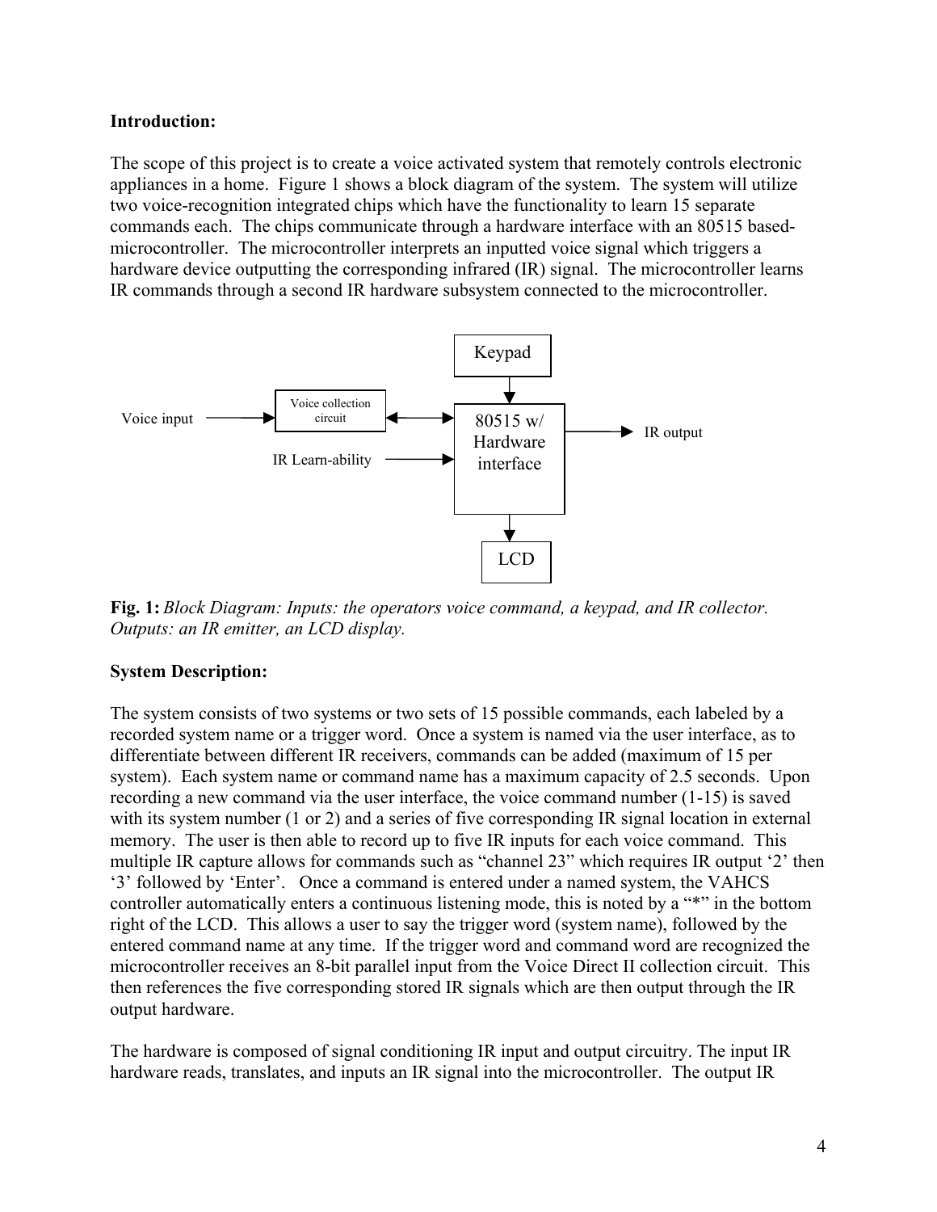**Introduction:**

The scope of this project is to create a voice activated system that remotely controls electronic appliances in a home. Figure 1 shows a block diagram of the system. The system will utilize two voice-recognition integrated chips which have the functionality to learn 15 separate commands each. The chips communicate through a hardware interface with an 80515 based-microcontroller. The microcontroller interprets an inputted voice signal which triggers a hardware device outputting the corresponding infrared (IR) signal. The microcontroller learns IR commands through a second IR hardware subsystem connected to the microcontroller.

**Fig. 1:** *Block Diagram: Inputs: the operators voice command, a keypad, and IR collector. Outputs: an IR emitter, an LCD display.*

**System Description:**

The system consists of two systems or two sets of 15 possible commands, each labeled by a recorded system name or a trigger word. Once a system is named via the user interface, as to differentiate between different IR receivers, commands can be added (maximum of 15 per system). Each system name or command name has a maximum capacity of 2.5 seconds. Upon recording a new command via the user interface, the voice command number (1-15) is saved with its system number (1 or 2) and a series of five corresponding IR signal location in external memory. The user is then able to record up to five IR inputs for each voice command. This multiple IR capture allows for commands such as "channel 23" which requires IR output '2' then '3' followed by 'Enter'. Once a command is entered under a named system, the VAHCS controller automatically enters a continuous listening mode, this is noted by a "*" in the bottom right of the LCD. This allows a user to say the trigger word (system name), followed by the entered command name at any time. If the trigger word and command word are recognized the microcontroller receives an 8-bit parallel input from the Voice Direct II collection circuit. This then references the five corresponding stored IR signals which are then output through the IR output hardware.

The hardware is composed of signal conditioning IR input and output circuitry. The input IR hardware reads, translates, and inputs an IR signal into the microcontroller. The output IR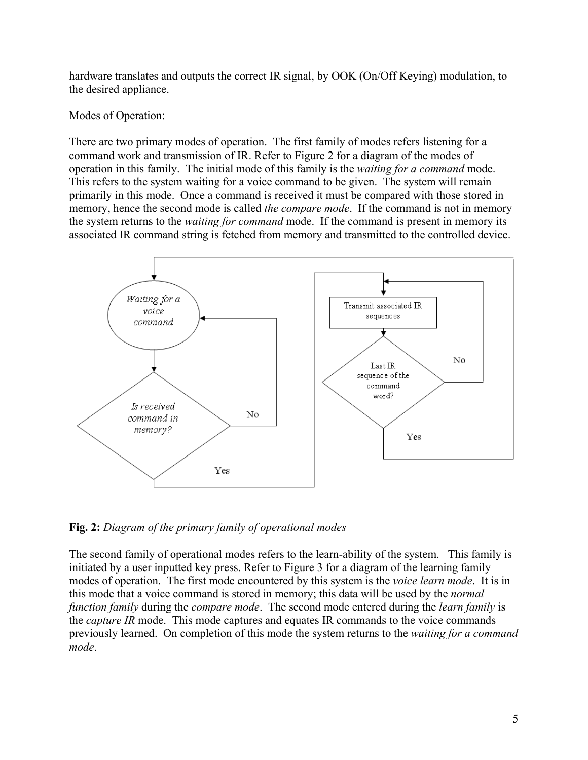hardware translates and outputs the correct IR signal, by OOK (On/Off Keying) modulation, to the desired appliance.

Modes of Operation:

There are two primary modes of operation. The first family of modes refers listening for a command work and transmission of IR. Refer to Figure 2 for a diagram of the modes of operation in this family. The initial mode of this family is the *waiting for a command* mode. This refers to the system waiting for a voice command to be given. The system will remain primarily in this mode. Once a command is received it must be compared with those stored in memory, hence the second mode is called *the compare mode*. If the command is not in memory the system returns to the *waiting for command* mode. If the command is present in memory its associated IR command string is fetched from memory and transmitted to the controlled device.

*Waiting for a voice command*

*Is received command in memory?*

No

Yes

Transmit associated IR sequences

Last IR sequence of the command word?

No

Yes

**Fig. 2:** *Diagram of the primary family of operational modes*

The second family of operational modes refers to the learn-ability of the system. This family is initiated by a user inputted key press. Refer to Figure 3 for a diagram of the learning family modes of operation. The first mode encountered by this system is the *voice learn mode*. It is in this mode that a voice command is stored in memory; this data will be used by the *normal function family* during the *compare mode*. The second mode entered during the *learn family* is the *capture IR* mode. This mode captures and equates IR commands to the voice commands previously learned. On completion of this mode the system returns to the *waiting for a command mode*.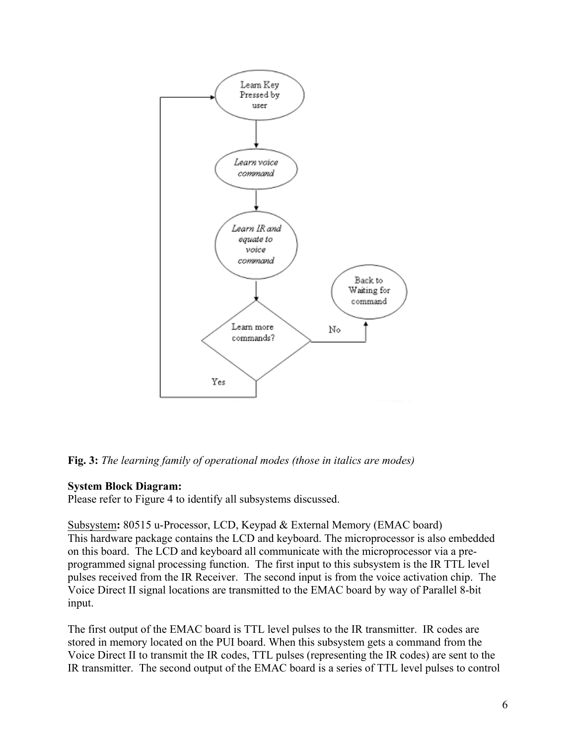**Fig. 3:** *The learning family of operational modes (those in italics are modes)*

**System Block Diagram:**
Please refer to Figure 4 to identify all subsystems discussed.

Subsystem**:** 80515 u-Processor, LCD, Keypad & External Memory (EMAC board)
This hardware package contains the LCD and keyboard. The microprocessor is also embedded on this board. The LCD and keyboard all communicate with the microprocessor via a pre-programmed signal processing function. The first input to this subsystem is the IR TTL level pulses received from the IR Receiver. The second input is from the voice activation chip. The Voice Direct II signal locations are transmitted to the EMAC board by way of Parallel 8-bit input.

The first output of the EMAC board is TTL level pulses to the IR transmitter. IR codes are stored in memory located on the PUI board. When this subsystem gets a command from the Voice Direct II to transmit the IR codes, TTL pulses (representing the IR codes) are sent to the IR transmitter. The second output of the EMAC board is a series of TTL level pulses to control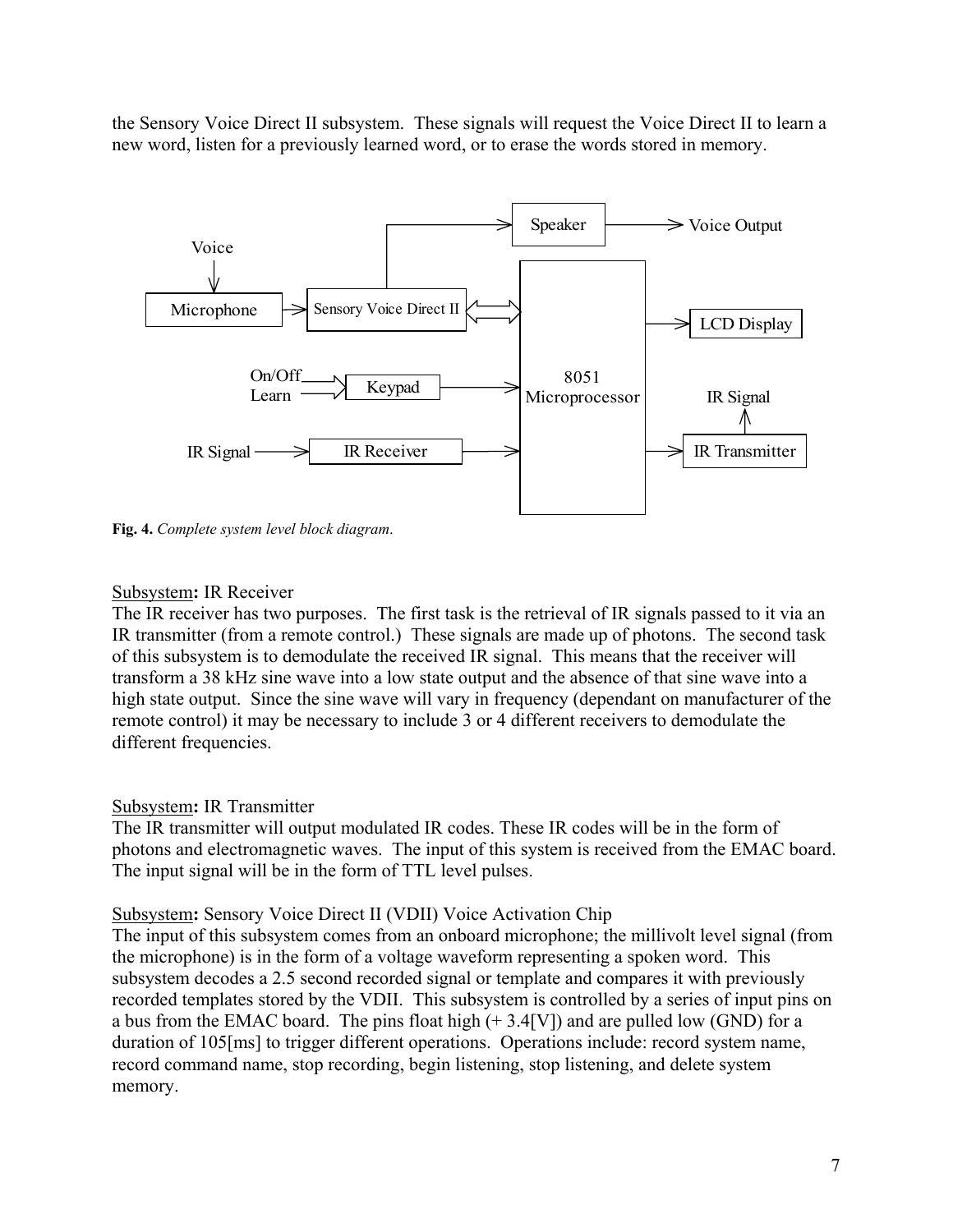the Sensory Voice Direct II subsystem. These signals will request the Voice Direct II to learn a new word, listen for a previously learned word, or to erase the words stored in memory.

**Fig. 4.** *Complete system level block diagram.*

Subsystem**:** IR Receiver
The IR receiver has two purposes. The first task is the retrieval of IR signals passed to it via an IR transmitter (from a remote control.) These signals are made up of photons. The second task of this subsystem is to demodulate the received IR signal. This means that the receiver will transform a 38 kHz sine wave into a low state output and the absence of that sine wave into a high state output. Since the sine wave will vary in frequency (dependant on manufacturer of the remote control) it may be necessary to include 3 or 4 different receivers to demodulate the different frequencies.

Subsystem**:** IR Transmitter
The IR transmitter will output modulated IR codes. These IR codes will be in the form of photons and electromagnetic waves. The input of this system is received from the EMAC board. The input signal will be in the form of TTL level pulses.

Subsystem**:** Sensory Voice Direct II (VDII) Voice Activation Chip
The input of this subsystem comes from an onboard microphone; the millivolt level signal (from the microphone) is in the form of a voltage waveform representing a spoken word. This subsystem decodes a 2.5 second recorded signal or template and compares it with previously recorded templates stored by the VDII. This subsystem is controlled by a series of input pins on a bus from the EMAC board. The pins float high (+ 3.4[V]) and are pulled low (GND) for a duration of 105[ms] to trigger different operations. Operations include: record system name, record command name, stop recording, begin listening, stop listening, and delete system memory.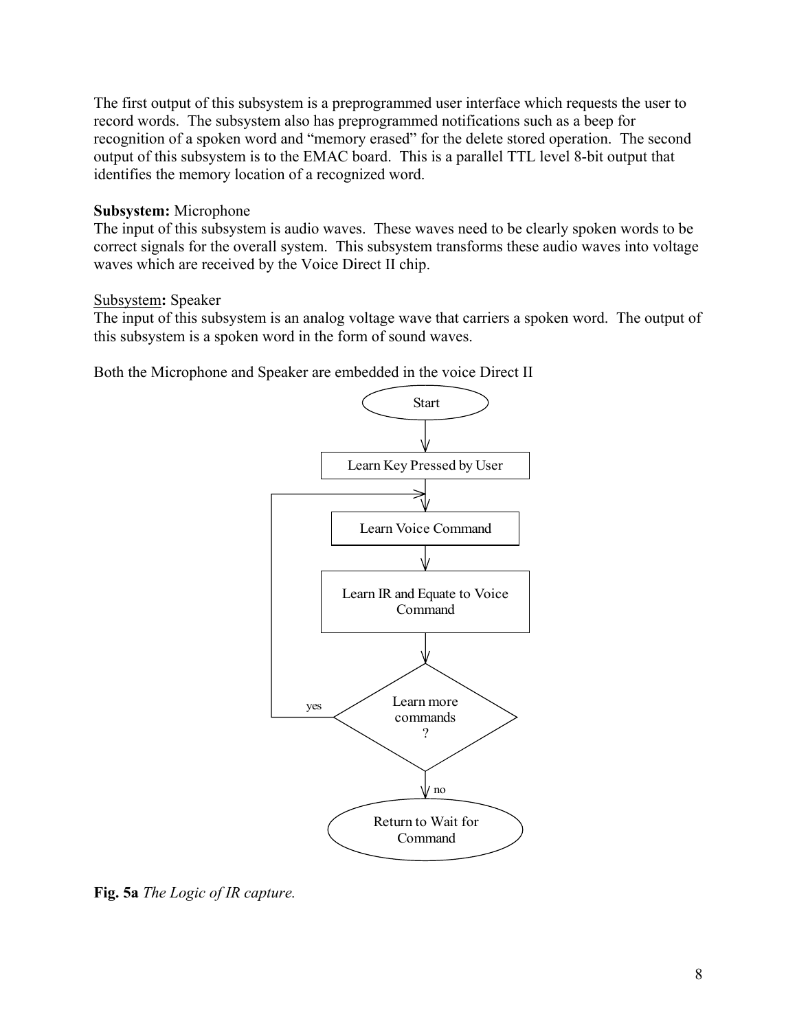The first output of this subsystem is a preprogrammed user interface which requests the user to record words. The subsystem also has preprogrammed notifications such as a beep for recognition of a spoken word and "memory erased" for the delete stored operation. The second output of this subsystem is to the EMAC board. This is a parallel TTL level 8-bit output that identifies the memory location of a recognized word.

**Subsystem:** Microphone
The input of this subsystem is audio waves. These waves need to be clearly spoken words to be correct signals for the overall system. This subsystem transforms these audio waves into voltage waves which are received by the Voice Direct II chip.

<u>Subsystem</u>**:** Speaker
The input of this subsystem is an analog voltage wave that carriers a spoken word. The output of this subsystem is a spoken word in the form of sound waves.

Both the Microphone and Speaker are embedded in the voice Direct II

```
Start
  ↓
Learn Key Pressed by User
  ↓
Learn Voice Command  ←──────────┐
  ↓                             │
Learn IR and Equate to Voice    │
Command                         │
  ↓                             │
Learn more commands ? ── yes ───┘
  ↓ no
Return to Wait for Command
```

**Fig. 5a** *The Logic of IR capture.*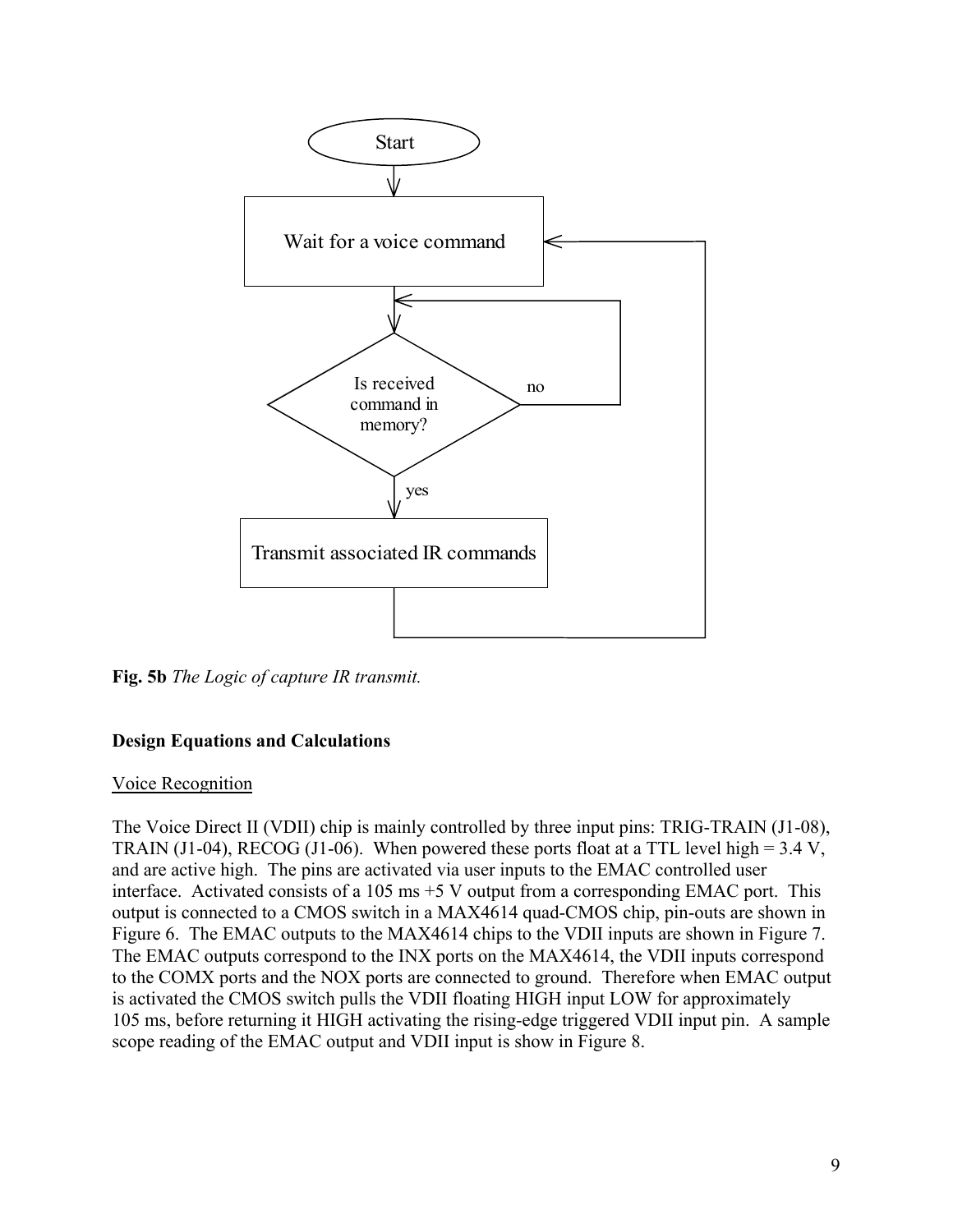Start

Wait for a voice command

Is received command in memory?

no

yes

Transmit associated IR commands

**Fig. 5b** *The Logic of capture IR transmit.*

**Design Equations and Calculations**

Voice Recognition

The Voice Direct II (VDII) chip is mainly controlled by three input pins: TRIG-TRAIN (J1-08), TRAIN (J1-04), RECOG (J1-06). When powered these ports float at a TTL level high = 3.4 V, and are active high. The pins are activated via user inputs to the EMAC controlled user interface. Activated consists of a 105 ms +5 V output from a corresponding EMAC port. This output is connected to a CMOS switch in a MAX4614 quad-CMOS chip, pin-outs are shown in Figure 6. The EMAC outputs to the MAX4614 chips to the VDII inputs are shown in Figure 7. The EMAC outputs correspond to the INX ports on the MAX4614, the VDII inputs correspond to the COMX ports and the NOX ports are connected to ground. Therefore when EMAC output is activated the CMOS switch pulls the VDII floating HIGH input LOW for approximately 105 ms, before returning it HIGH activating the rising-edge triggered VDII input pin. A sample scope reading of the EMAC output and VDII input is show in Figure 8.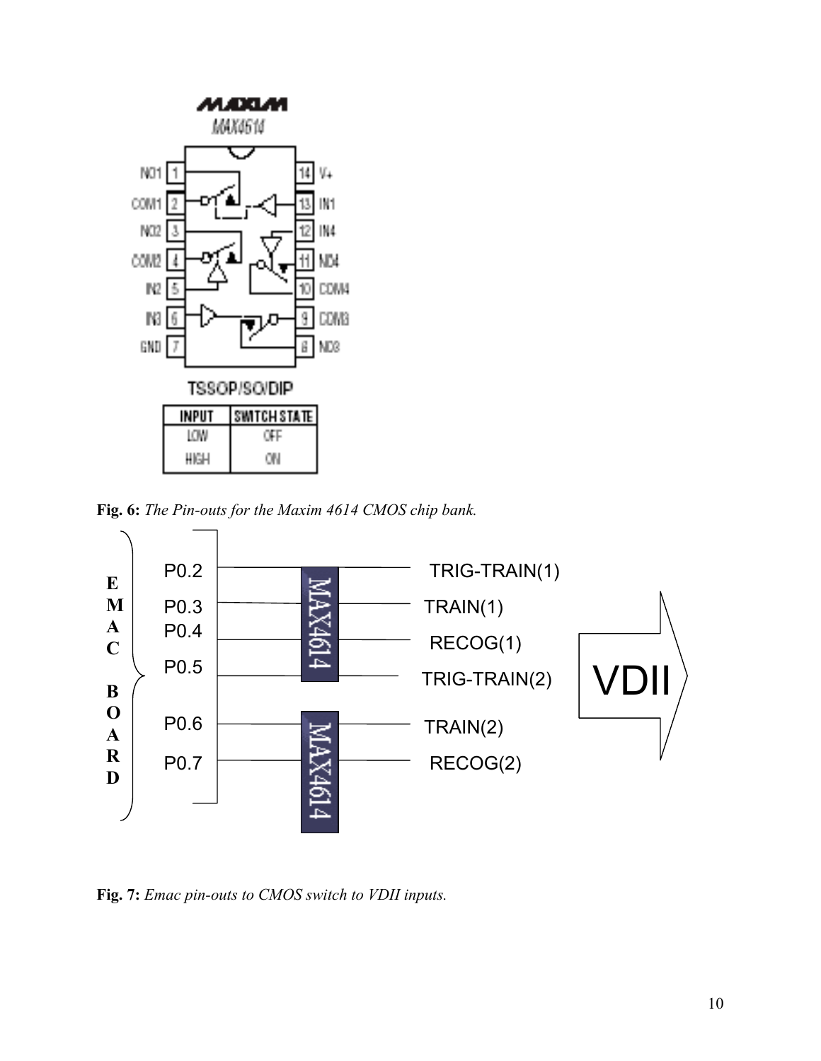**Fig. 6:** *The Pin-outs for the Maxim 4614 CMOS chip bank.*

**Fig. 7:** *Emac pin-outs to CMOS switch to VDII inputs.*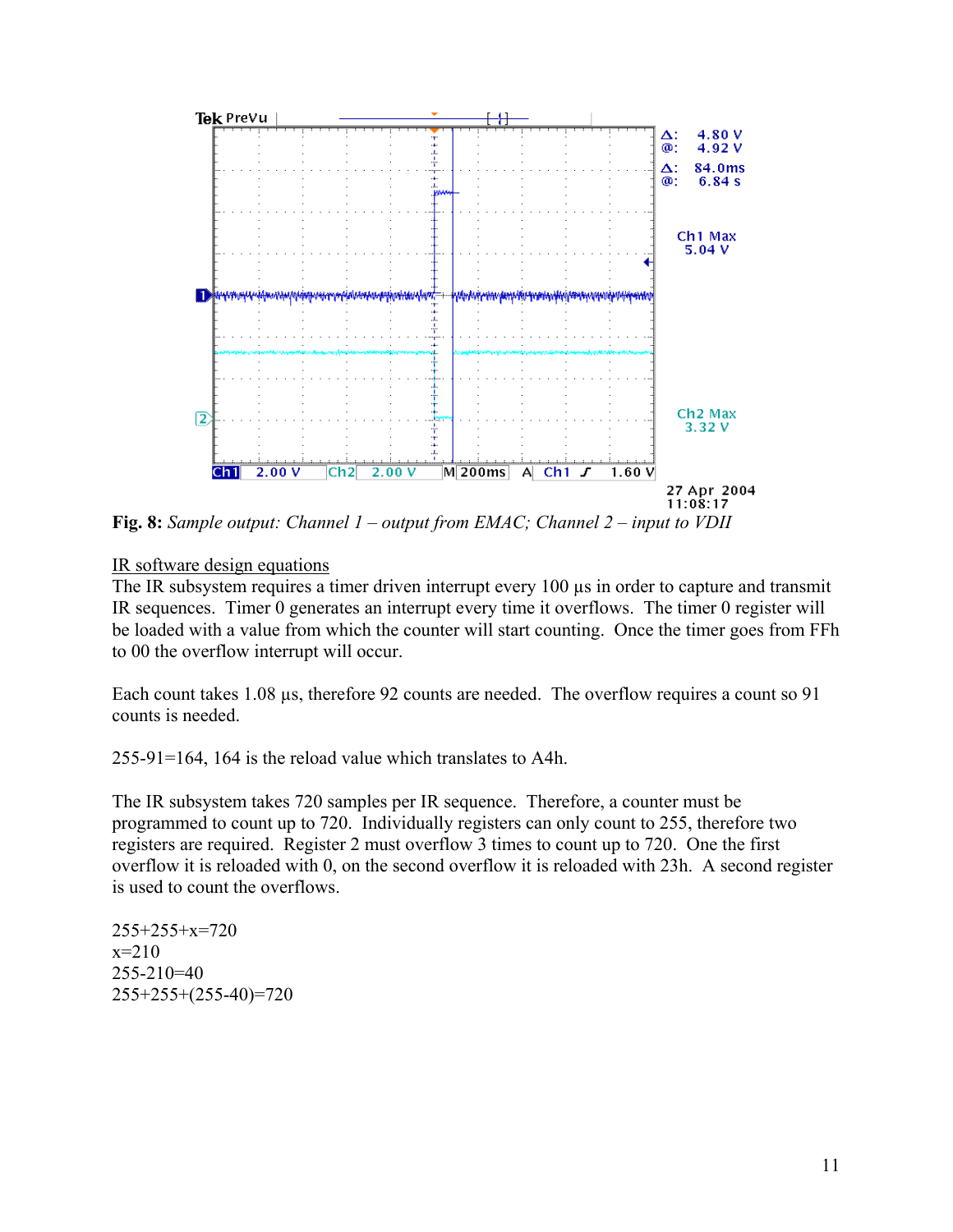**Fig. 8:** *Sample output: Channel 1 – output from EMAC; Channel 2 – input to VDII*

IR software design equations

The IR subsystem requires a timer driven interrupt every 100 µs in order to capture and transmit IR sequences. Timer 0 generates an interrupt every time it overflows. The timer 0 register will be loaded with a value from which the counter will start counting. Once the timer goes from FFh to 00 the overflow interrupt will occur.

Each count takes 1.08 µs, therefore 92 counts are needed. The overflow requires a count so 91 counts is needed.

255-91=164, 164 is the reload value which translates to A4h.

The IR subsystem takes 720 samples per IR sequence. Therefore, a counter must be programmed to count up to 720. Individually registers can only count to 255, therefore two registers are required. Register 2 must overflow 3 times to count up to 720. One the first overflow it is reloaded with 0, on the second overflow it is reloaded with 23h. A second register is used to count the overflows.

255+255+x=720
x=210
255-210=40
255+255+(255-40)=720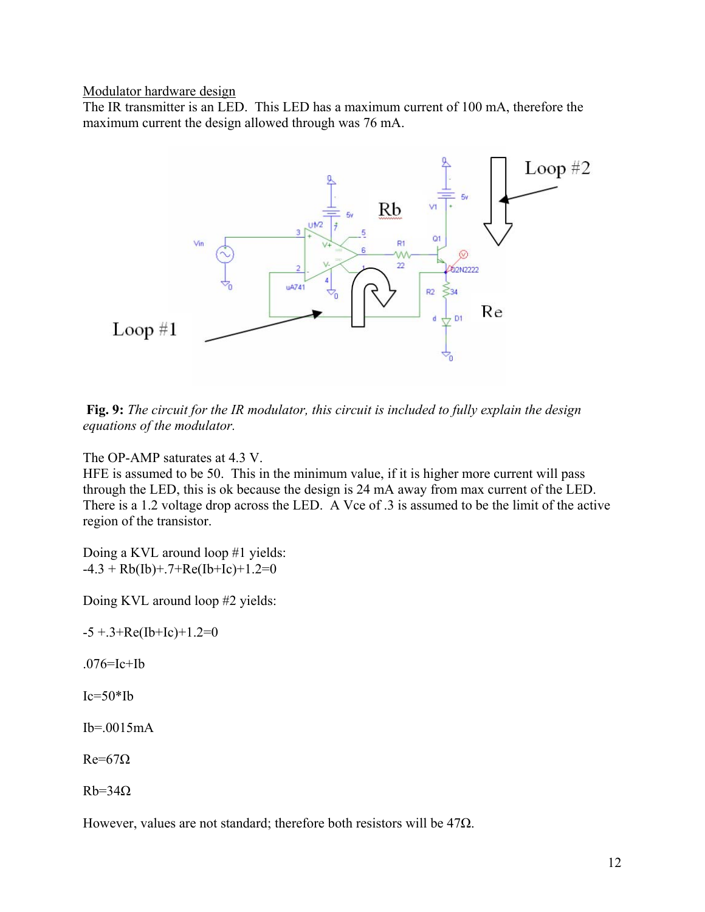Modulator hardware design

The IR transmitter is an LED. This LED has a maximum current of 100 mA, therefore the maximum current the design allowed through was 76 mA.

**Fig. 9:** *The circuit for the IR modulator, this circuit is included to fully explain the design equations of the modulator.*

The OP-AMP saturates at 4.3 V.

HFE is assumed to be 50. This in the minimum value, if it is higher more current will pass through the LED, this is ok because the design is 24 mA away from max current of the LED. There is a 1.2 voltage drop across the LED. A Vce of .3 is assumed to be the limit of the active region of the transistor.

Doing a KVL around loop #1 yields:

$-4.3 + Rb(Ib)+.7+Re(Ib+Ic)+1.2=0$

Doing KVL around loop #2 yields:

$-5 +.3+Re(Ib+Ic)+1.2=0$

$.076=Ic+Ib$

$Ic=50*Ib$

$Ib=.0015mA$

$Re=67\Omega$

$Rb=34\Omega$

However, values are not standard; therefore both resistors will be 47Ω.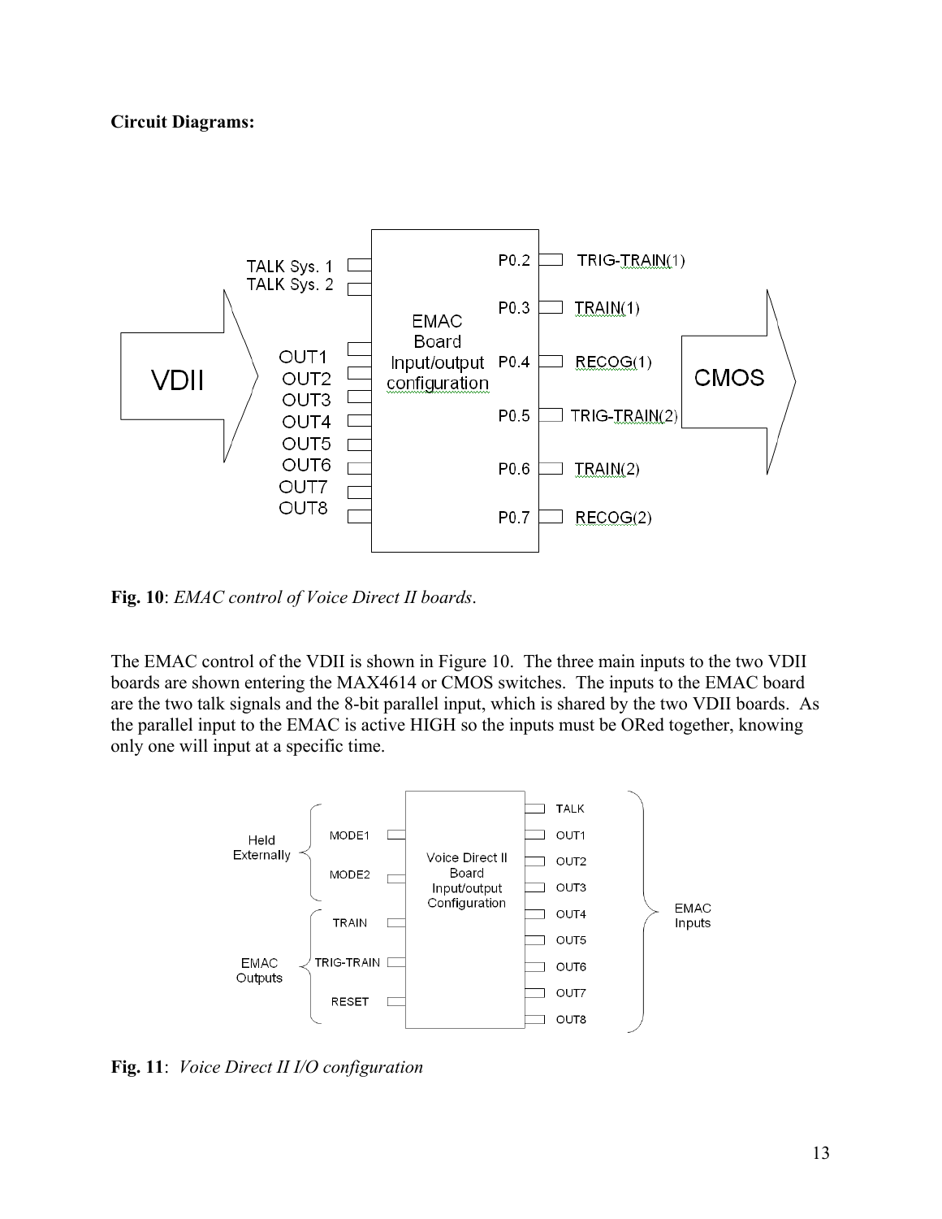**Circuit Diagrams:**

**Fig. 10**: *EMAC control of Voice Direct II boards*.

The EMAC control of the VDII is shown in Figure 10. The three main inputs to the two VDII boards are shown entering the MAX4614 or CMOS switches. The inputs to the EMAC board are the two talk signals and the 8-bit parallel input, which is shared by the two VDII boards. As the parallel input to the EMAC is active HIGH so the inputs must be ORed together, knowing only one will input at a specific time.

**Fig. 11**: *Voice Direct II I/O configuration*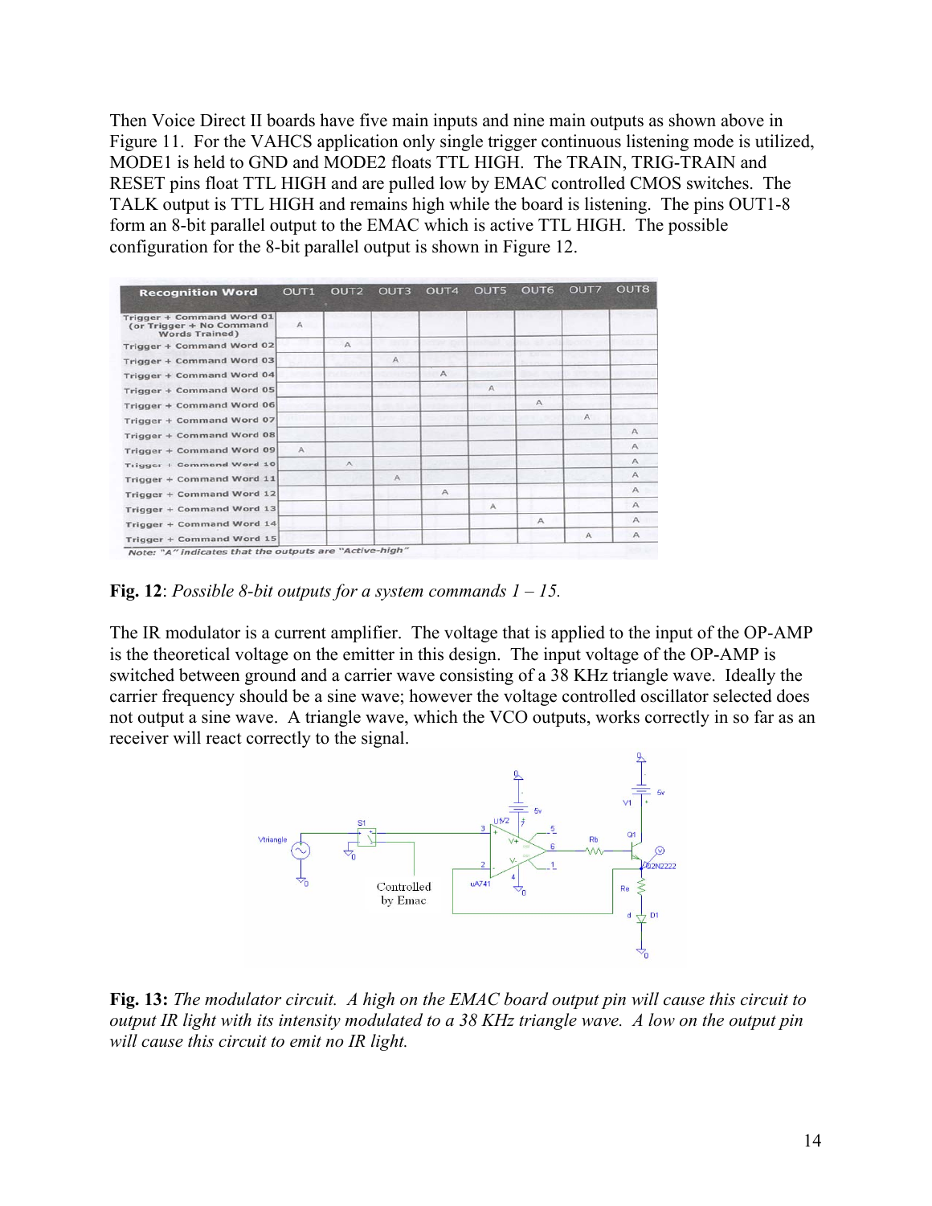Then Voice Direct II boards have five main inputs and nine main outputs as shown above in Figure 11. For the VAHCS application only single trigger continuous listening mode is utilized, MODE1 is held to GND and MODE2 floats TTL HIGH. The TRAIN, TRIG-TRAIN and RESET pins float TTL HIGH and are pulled low by EMAC controlled CMOS switches. The TALK output is TTL HIGH and remains high while the board is listening. The pins OUT1-8 form an 8-bit parallel output to the EMAC which is active TTL HIGH. The possible configuration for the 8-bit parallel output is shown in Figure 12.

| Recognition Word | OUT1 | OUT2 | OUT3 | OUT4 | OUT5 | OUT6 | OUT7 | OUT8 |
|---|---|---|---|---|---|---|---|---|
| Trigger + Command Word 01 (or Trigger + No Command Words Trained) | A | | | | | | | |
| Trigger + Command Word 02 | | A | | | | | | |
| Trigger + Command Word 03 | | | A | | | | | |
| Trigger + Command Word 04 | | | | A | | | | |
| Trigger + Command Word 05 | | | | | A | | | |
| Trigger + Command Word 06 | | | | | | A | | |
| Trigger + Command Word 07 | | | | | | | A | |
| Trigger + Command Word 08 | | | | | | | | A |
| Trigger + Command Word 09 | A | | | | | | | A |
| Trigger + Command Word 10 | | A | | | | | | A |
| Trigger + Command Word 11 | | | A | | | | | A |
| Trigger + Command Word 12 | | | | A | | | | A |
| Trigger + Command Word 13 | | | | | A | | | A |
| Trigger + Command Word 14 | | | | | | A | | A |
| Trigger + Command Word 15 | | | | | | | A | A |

*Note: "A" indicates that the outputs are "Active-high"*

**Fig. 12**: *Possible 8-bit outputs for a system commands 1 – 15.*

The IR modulator is a current amplifier. The voltage that is applied to the input of the OP-AMP is the theoretical voltage on the emitter in this design. The input voltage of the OP-AMP is switched between ground and a carrier wave consisting of a 38 KHz triangle wave. Ideally the carrier frequency should be a sine wave; however the voltage controlled oscillator selected does not output a sine wave. A triangle wave, which the VCO outputs, works correctly in so far as an receiver will react correctly to the signal.

**Fig. 13:** *The modulator circuit. A high on the EMAC board output pin will cause this circuit to output IR light with its intensity modulated to a 38 KHz triangle wave. A low on the output pin will cause this circuit to emit no IR light.*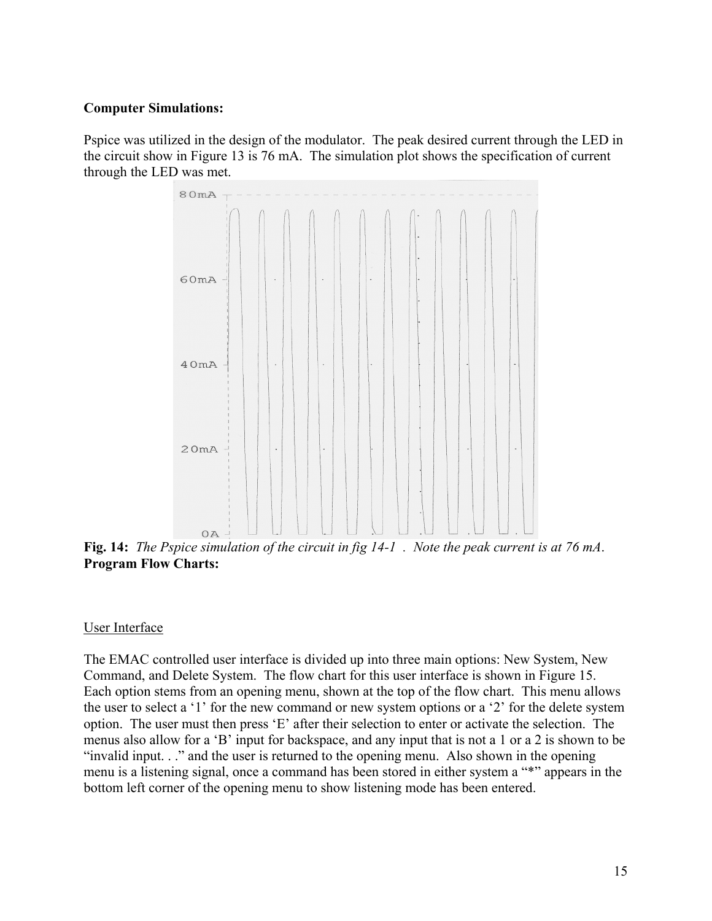**Computer Simulations:**

Pspice was utilized in the design of the modulator. The peak desired current through the LED in the circuit show in Figure 13 is 76 mA. The simulation plot shows the specification of current through the LED was met.

**Fig. 14:** *The Pspice simulation of the circuit in fig 14-1 . Note the peak current is at 76 mA.*

**Program Flow Charts:**

User Interface

The EMAC controlled user interface is divided up into three main options: New System, New Command, and Delete System. The flow chart for this user interface is shown in Figure 15. Each option stems from an opening menu, shown at the top of the flow chart. This menu allows the user to select a '1' for the new command or new system options or a '2' for the delete system option. The user must then press 'E' after their selection to enter or activate the selection. The menus also allow for a 'B' input for backspace, and any input that is not a 1 or a 2 is shown to be "invalid input. . ." and the user is returned to the opening menu. Also shown in the opening menu is a listening signal, once a command has been stored in either system a "*" appears in the bottom left corner of the opening menu to show listening mode has been entered.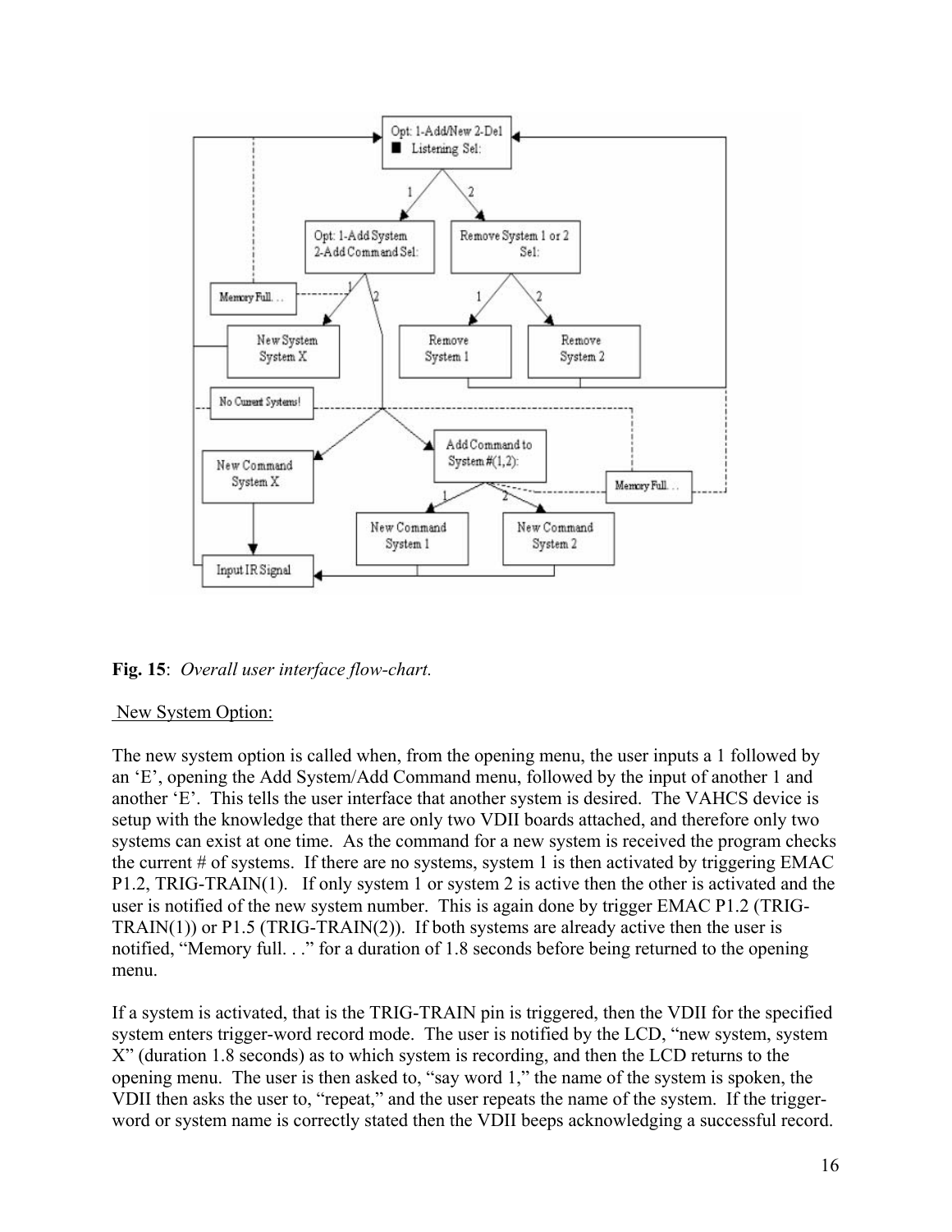**Fig. 15**: *Overall user interface flow-chart.*

New System Option:

The new system option is called when, from the opening menu, the user inputs a 1 followed by an 'E', opening the Add System/Add Command menu, followed by the input of another 1 and another 'E'. This tells the user interface that another system is desired. The VAHCS device is setup with the knowledge that there are only two VDII boards attached, and therefore only two systems can exist at one time. As the command for a new system is received the program checks the current # of systems. If there are no systems, system 1 is then activated by triggering EMAC P1.2, TRIG-TRAIN(1). If only system 1 or system 2 is active then the other is activated and the user is notified of the new system number. This is again done by trigger EMAC P1.2 (TRIG-TRAIN(1)) or P1.5 (TRIG-TRAIN(2)). If both systems are already active then the user is notified, "Memory full. . ." for a duration of 1.8 seconds before being returned to the opening menu.

If a system is activated, that is the TRIG-TRAIN pin is triggered, then the VDII for the specified system enters trigger-word record mode. The user is notified by the LCD, "new system, system X" (duration 1.8 seconds) as to which system is recording, and then the LCD returns to the opening menu. The user is then asked to, "say word 1," the name of the system is spoken, the VDII then asks the user to, "repeat," and the user repeats the name of the system. If the trigger-word or system name is correctly stated then the VDII beeps acknowledging a successful record.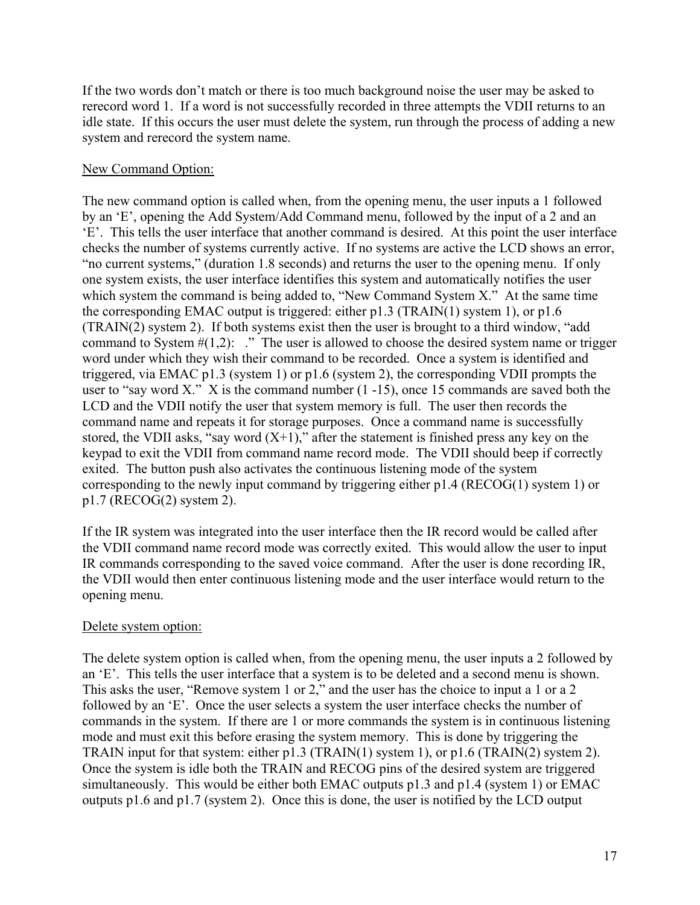If the two words don't match or there is too much background noise the user may be asked to rerecord word 1. If a word is not successfully recorded in three attempts the VDII returns to an idle state. If this occurs the user must delete the system, run through the process of adding a new system and rerecord the system name.

<u>New Command Option:</u>

The new command option is called when, from the opening menu, the user inputs a 1 followed by an 'E', opening the Add System/Add Command menu, followed by the input of a 2 and an 'E'. This tells the user interface that another command is desired. At this point the user interface checks the number of systems currently active. If no systems are active the LCD shows an error, "no current systems," (duration 1.8 seconds) and returns the user to the opening menu. If only one system exists, the user interface identifies this system and automatically notifies the user which system the command is being added to, "New Command System X." At the same time the corresponding EMAC output is triggered: either p1.3 (TRAIN(1) system 1), or p1.6 (TRAIN(2) system 2). If both systems exist then the user is brought to a third window, "add command to System #(1,2): ." The user is allowed to choose the desired system name or trigger word under which they wish their command to be recorded. Once a system is identified and triggered, via EMAC p1.3 (system 1) or p1.6 (system 2), the corresponding VDII prompts the user to "say word X." X is the command number (1 -15), once 15 commands are saved both the LCD and the VDII notify the user that system memory is full. The user then records the command name and repeats it for storage purposes. Once a command name is successfully stored, the VDII asks, "say word (X+1)," after the statement is finished press any key on the keypad to exit the VDII from command name record mode. The VDII should beep if correctly exited. The button push also activates the continuous listening mode of the system corresponding to the newly input command by triggering either p1.4 (RECOG(1) system 1) or p1.7 (RECOG(2) system 2).

If the IR system was integrated into the user interface then the IR record would be called after the VDII command name record mode was correctly exited. This would allow the user to input IR commands corresponding to the saved voice command. After the user is done recording IR, the VDII would then enter continuous listening mode and the user interface would return to the opening menu.

<u>Delete system option:</u>

The delete system option is called when, from the opening menu, the user inputs a 2 followed by an 'E'. This tells the user interface that a system is to be deleted and a second menu is shown. This asks the user, "Remove system 1 or 2," and the user has the choice to input a 1 or a 2 followed by an 'E'. Once the user selects a system the user interface checks the number of commands in the system. If there are 1 or more commands the system is in continuous listening mode and must exit this before erasing the system memory. This is done by triggering the TRAIN input for that system: either p1.3 (TRAIN(1) system 1), or p1.6 (TRAIN(2) system 2). Once the system is idle both the TRAIN and RECOG pins of the desired system are triggered simultaneously. This would be either both EMAC outputs p1.3 and p1.4 (system 1) or EMAC outputs p1.6 and p1.7 (system 2). Once this is done, the user is notified by the LCD output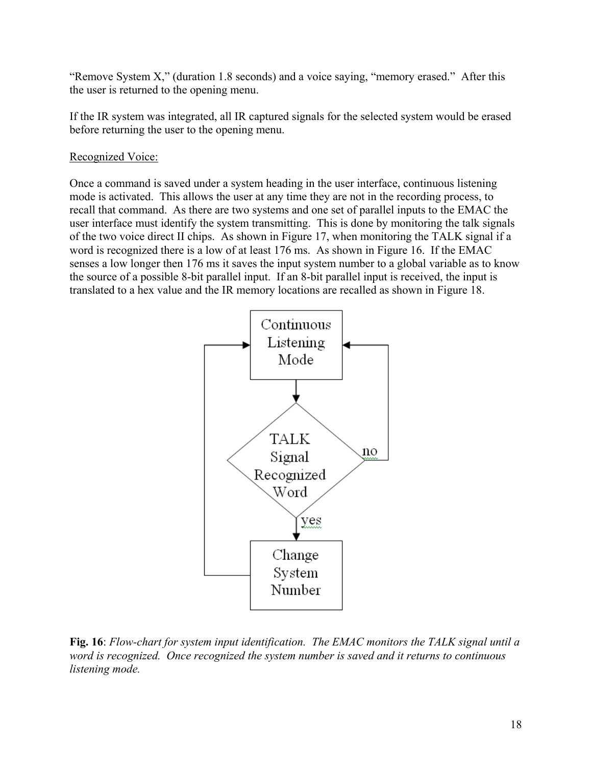"Remove System X," (duration 1.8 seconds) and a voice saying, "memory erased." After this the user is returned to the opening menu.

If the IR system was integrated, all IR captured signals for the selected system would be erased before returning the user to the opening menu.

Recognized Voice:

Once a command is saved under a system heading in the user interface, continuous listening mode is activated. This allows the user at any time they are not in the recording process, to recall that command. As there are two systems and one set of parallel inputs to the EMAC the user interface must identify the system transmitting. This is done by monitoring the talk signals of the two voice direct II chips. As shown in Figure 17, when monitoring the TALK signal if a word is recognized there is a low of at least 176 ms. As shown in Figure 16. If the EMAC senses a low longer then 176 ms it saves the input system number to a global variable as to know the source of a possible 8-bit parallel input. If an 8-bit parallel input is received, the input is translated to a hex value and the IR memory locations are recalled as shown in Figure 18.

```
Continuous Listening Mode
        |
        v
TALK Signal Recognized Word --no--> (back to Continuous Listening Mode)
        |
       yes
        v
Change System Number --> (back to Continuous Listening Mode)
```

**Fig. 16**: *Flow-chart for system input identification. The EMAC monitors the TALK signal until a word is recognized. Once recognized the system number is saved and it returns to continuous listening mode.*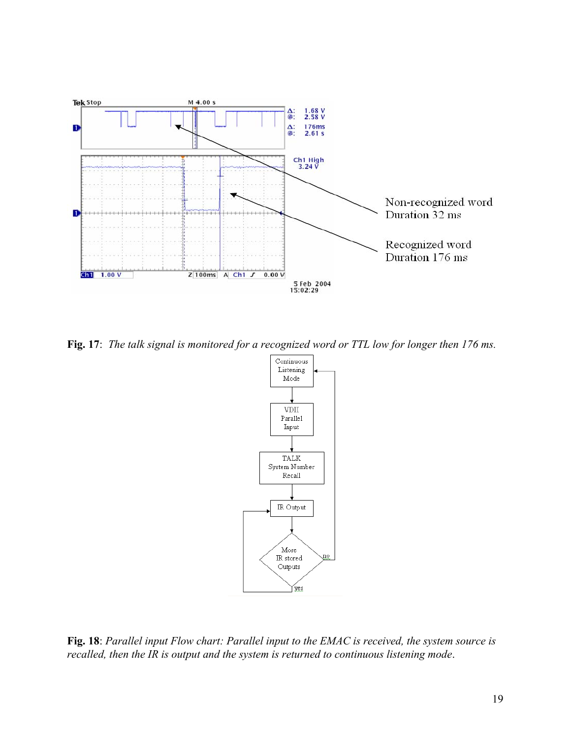**Fig. 17**: *The talk signal is monitored for a recognized word or TTL low for longer then 176 ms.*

**Fig. 18**: *Parallel input Flow chart: Parallel input to the EMAC is received, the system source is recalled, then the IR is output and the system is returned to continuous listening mode*.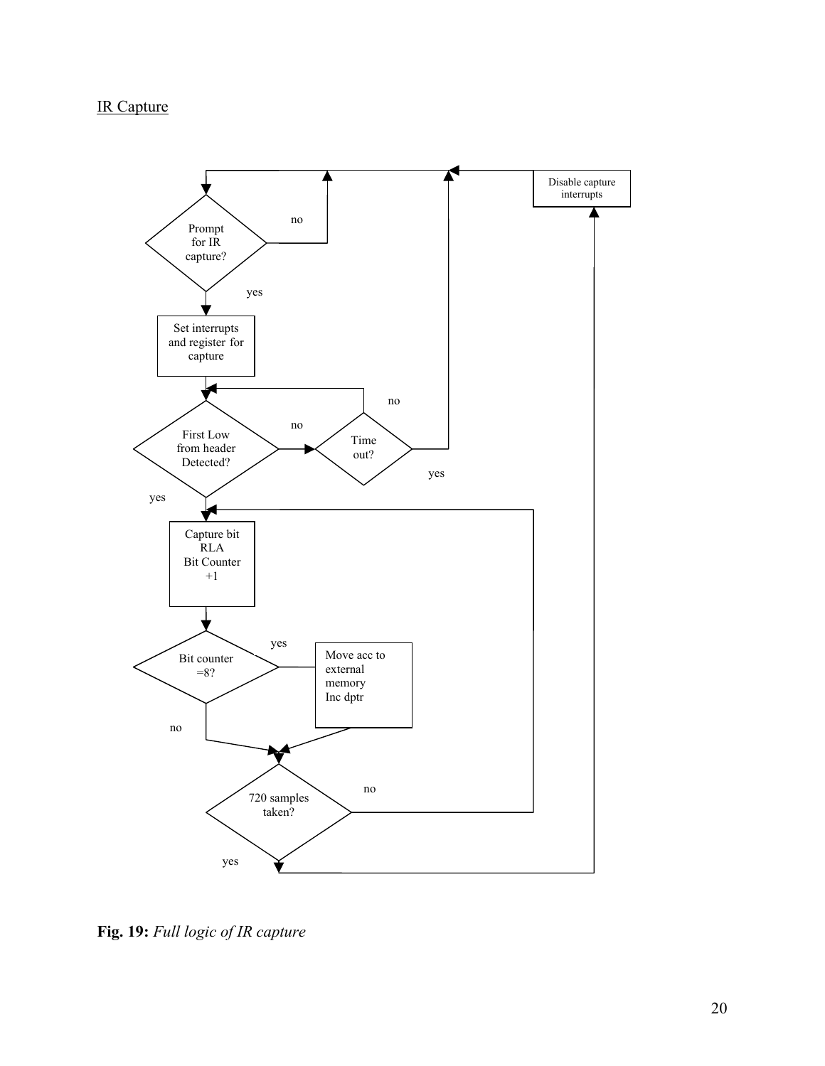IR Capture

Prompt for IR capture?

no

yes

Set interrupts and register for capture

First Low from header Detected?

no

Time out?

no

yes

yes

Capture bit RLA Bit Counter +1

Bit counter =8?

yes

Move acc to external memory Inc dptr

no

720 samples taken?

no

yes

Disable capture interrupts

**Fig. 19:** *Full logic of IR capture*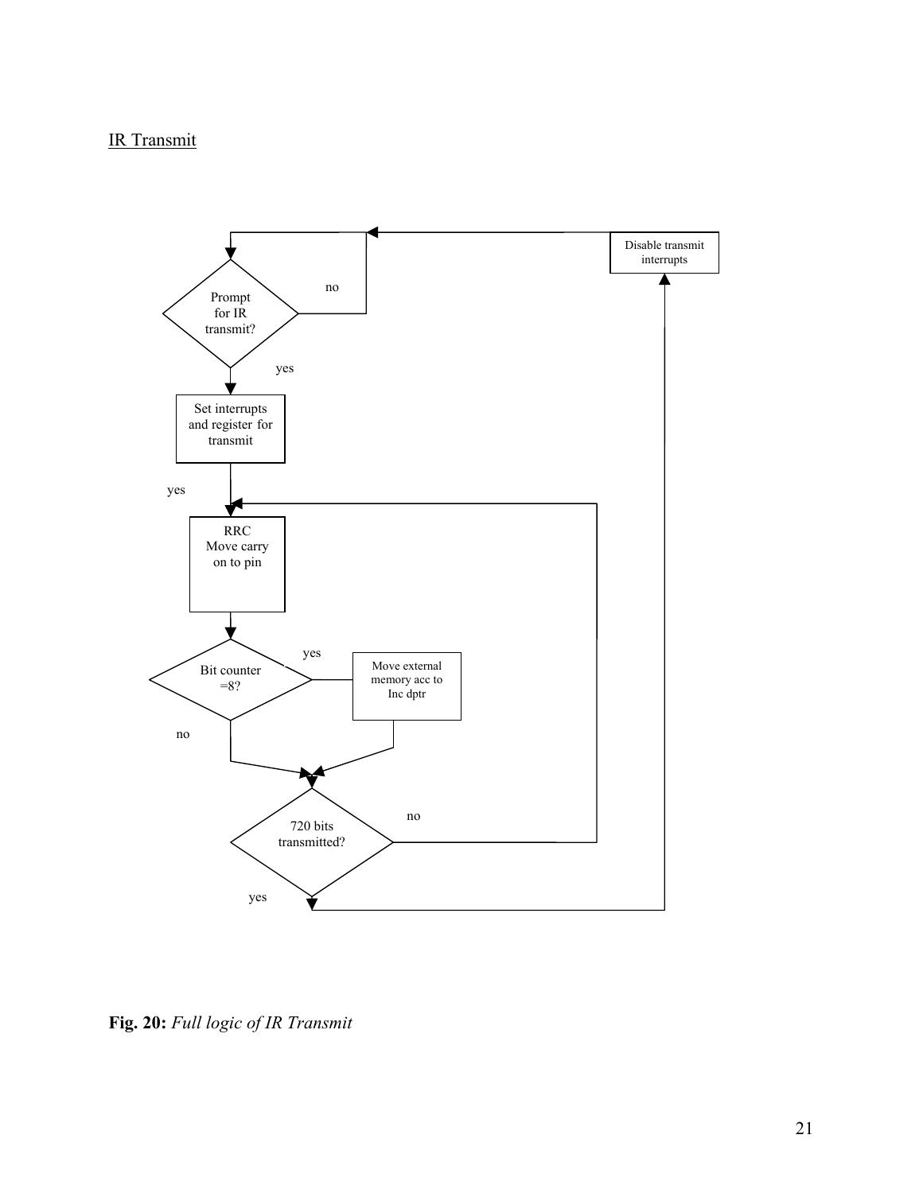IR Transmit

Prompt for IR transmit?

no

yes

Set interrupts and register for transmit

yes

RRC Move carry on to pin

Bit counter =8?

yes

Move external memory acc to Inc dptr

no

720 bits transmitted?

no

yes

Disable transmit interrupts

**Fig. 20:** *Full logic of IR Transmit*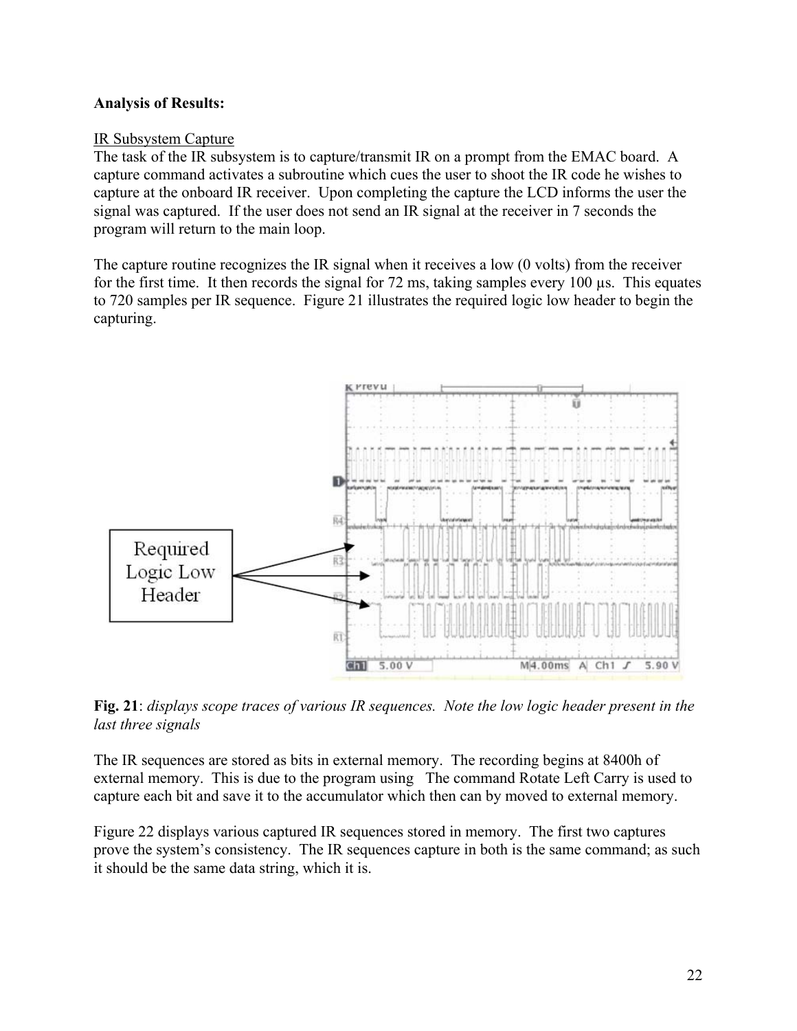**Analysis of Results:**

IR Subsystem Capture

The task of the IR subsystem is to capture/transmit IR on a prompt from the EMAC board. A capture command activates a subroutine which cues the user to shoot the IR code he wishes to capture at the onboard IR receiver. Upon completing the capture the LCD informs the user the signal was captured. If the user does not send an IR signal at the receiver in 7 seconds the program will return to the main loop.

The capture routine recognizes the IR signal when it receives a low (0 volts) from the receiver for the first time. It then records the signal for 72 ms, taking samples every 100 µs. This equates to 720 samples per IR sequence. Figure 21 illustrates the required logic low header to begin the capturing.

**Fig. 21**: *displays scope traces of various IR sequences. Note the low logic header present in the last three signals*

The IR sequences are stored as bits in external memory. The recording begins at 8400h of external memory. This is due to the program using The command Rotate Left Carry is used to capture each bit and save it to the accumulator which then can by moved to external memory.

Figure 22 displays various captured IR sequences stored in memory. The first two captures prove the system's consistency. The IR sequences capture in both is the same command; as such it should be the same data string, which it is.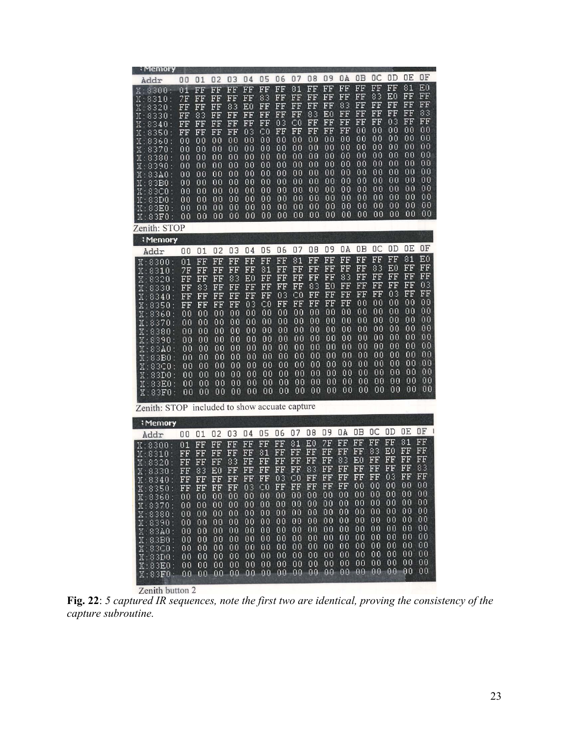:Memory

| Addr | 00 | 01 | 02 | 03 | 04 | 05 | 06 | 07 | 08 | 09 | 0A | 0B | 0C | 0D | 0E | 0F |
|---|---|---|---|---|---|---|---|---|---|---|---|---|---|---|---|---|
| X:8300: | 01 | FF | FF | FF | FF | FF | FF | 81 | FF | FF | FF | FF | FF | FF | 81 | E0 |
| X:8310: | 7F | FF | FF | FF | FF | 83 | FF | FF | FF | FF | FF | FF | 83 | E0 | FF | FF |
| X:8320: | FF | FF | FF | 83 | E0 | FF | FF | FF | FF | FF | 83 | FF | FF | FF | FF | FF |
| X:8330: | FF | 83 | FF | FF | FF | FF | FF | FF | 83 | E0 | FF | FF | FF | FF | FF | 83 |
| X:8340: | FF | FF | FF | FF | FF | FF | 03 | C0 | FF | FF | FF | FF | FF | 03 | FF | FF |
| X:8350: | FF | FF | FF | FF | 03 | C0 | FF | FF | FF | FF | FF | 00 | 00 | 00 | 00 | 00 |
| X:8360: | 00 | 00 | 00 | 00 | 00 | 00 | 00 | 00 | 00 | 00 | 00 | 00 | 00 | 00 | 00 | 00 |
| X:8370: | 00 | 00 | 00 | 00 | 00 | 00 | 00 | 00 | 00 | 00 | 00 | 00 | 00 | 00 | 00 | 00 |
| X:8380: | 00 | 00 | 00 | 00 | 00 | 00 | 00 | 00 | 00 | 00 | 00 | 00 | 00 | 00 | 00 | 00 |
| X:8390: | 00 | 00 | 00 | 00 | 00 | 00 | 00 | 00 | 00 | 00 | 00 | 00 | 00 | 00 | 00 | 00 |
| X:83A0: | 00 | 00 | 00 | 00 | 00 | 00 | 00 | 00 | 00 | 00 | 00 | 00 | 00 | 00 | 00 | 00 |
| X:83B0: | 00 | 00 | 00 | 00 | 00 | 00 | 00 | 00 | 00 | 00 | 00 | 00 | 00 | 00 | 00 | 00 |
| X:83C0: | 00 | 00 | 00 | 00 | 00 | 00 | 00 | 00 | 00 | 00 | 00 | 00 | 00 | 00 | 00 | 00 |
| X:83D0: | 00 | 00 | 00 | 00 | 00 | 00 | 00 | 00 | 00 | 00 | 00 | 00 | 00 | 00 | 00 | 00 |
| X:83E0: | 00 | 00 | 00 | 00 | 00 | 00 | 00 | 00 | 00 | 00 | 00 | 00 | 00 | 00 | 00 | 00 |
| X:83F0: | 00 | 00 | 00 | 00 | 00 | 00 | 00 | 00 | 00 | 00 | 00 | 00 | 00 | 00 | 00 | 00 |

Zenith: STOP

:Memory

| Addr | 00 | 01 | 02 | 03 | 04 | 05 | 06 | 07 | 08 | 09 | 0A | 0B | 0C | 0D | 0E | 0F |
|---|---|---|---|---|---|---|---|---|---|---|---|---|---|---|---|---|
| X:8300: | 01 | FF | FF | FF | FF | FF | FF | 81 | FF | FF | FF | FF | FF | FF | 81 | E0 |
| X:8310: | 7F | FF | FF | FF | FF | 81 | FF | FF | FF | FF | FF | FF | 83 | E0 | FF | FF |
| X:8320: | FF | FF | FF | 83 | E0 | FF | FF | FF | FF | FF | 83 | FF | FF | FF | FF | FF |
| X:8330: | FF | 83 | FF | FF | FF | FF | FF | FF | 83 | E0 | FF | FF | FF | FF | FF | 03 |
| X:8340: | FF | FF | FF | FF | FF | FF | 03 | C0 | FF | FF | FF | FF | FF | 03 | FF | FF |
| X:8350: | FF | FF | FF | FF | 03 | C0 | FF | FF | FF | FF | FF | 00 | 00 | 00 | 00 | 00 |
| X:8360: | 00 | 00 | 00 | 00 | 00 | 00 | 00 | 00 | 00 | 00 | 00 | 00 | 00 | 00 | 00 | 00 |
| X:8370: | 00 | 00 | 00 | 00 | 00 | 00 | 00 | 00 | 00 | 00 | 00 | 00 | 00 | 00 | 00 | 00 |
| X:8380: | 00 | 00 | 00 | 00 | 00 | 00 | 00 | 00 | 00 | 00 | 00 | 00 | 00 | 00 | 00 | 00 |
| X:8390: | 00 | 00 | 00 | 00 | 00 | 00 | 00 | 00 | 00 | 00 | 00 | 00 | 00 | 00 | 00 | 00 |
| X:83A0: | 00 | 00 | 00 | 00 | 00 | 00 | 00 | 00 | 00 | 00 | 00 | 00 | 00 | 00 | 00 | 00 |
| X:83B0: | 00 | 00 | 00 | 00 | 00 | 00 | 00 | 00 | 00 | 00 | 00 | 00 | 00 | 00 | 00 | 00 |
| X:83C0: | 00 | 00 | 00 | 00 | 00 | 00 | 00 | 00 | 00 | 00 | 00 | 00 | 00 | 00 | 00 | 00 |
| X:83D0: | 00 | 00 | 00 | 00 | 00 | 00 | 00 | 00 | 00 | 00 | 00 | 00 | 00 | 00 | 00 | 00 |
| X:83E0: | 00 | 00 | 00 | 00 | 00 | 00 | 00 | 00 | 00 | 00 | 00 | 00 | 00 | 00 | 00 | 00 |
| X:83F0: | 00 | 00 | 00 | 00 | 00 | 00 | 00 | 00 | 00 | 00 | 00 | 00 | 00 | 00 | 00 | 00 |

Zenith: STOP included to show accuate capture

:Memory

| Addr | 00 | 01 | 02 | 03 | 04 | 05 | 06 | 07 | 08 | 09 | 0A | 0B | 0C | 0D | 0E | 0F |
|---|---|---|---|---|---|---|---|---|---|---|---|---|---|---|---|---|
| X:8300: | 01 | FF | FF | FF | FF | FF | FF | 81 | E0 | 7F | FF | FF | FF | FF | 81 | FF |
| X:8310: | FF | FF | FF | FF | FF | 81 | FF | FF | FF | FF | FF | FF | 83 | E0 | FF | FF |
| X:8320: | FF | FF | FF | 83 | FF | FF | FF | FF | FF | FF | 83 | E0 | FF | FF | FF | FF |
| X:8330: | FF | 83 | E0 | FF | FF | FF | FF | FF | 83 | FF | FF | FF | FF | FF | FF | 83 |
| X:8340: | FF | FF | FF | FF | FF | FF | 03 | C0 | FF | FF | FF | FF | FF | 03 | FF | FF |
| X:8350: | FF | FF | FF | FF | 03 | C0 | FF | FF | FF | FF | FF | 00 | 00 | 00 | 00 | 00 |
| X:8360: | 00 | 00 | 00 | 00 | 00 | 00 | 00 | 00 | 00 | 00 | 00 | 00 | 00 | 00 | 00 | 00 |
| X:8370: | 00 | 00 | 00 | 00 | 00 | 00 | 00 | 00 | 00 | 00 | 00 | 00 | 00 | 00 | 00 | 00 |
| X:8380: | 00 | 00 | 00 | 00 | 00 | 00 | 00 | 00 | 00 | 00 | 00 | 00 | 00 | 00 | 00 | 00 |
| X:8390: | 00 | 00 | 00 | 00 | 00 | 00 | 00 | 00 | 00 | 00 | 00 | 00 | 00 | 00 | 00 | 00 |
| X:83A0: | 00 | 00 | 00 | 00 | 00 | 00 | 00 | 00 | 00 | 00 | 00 | 00 | 00 | 00 | 00 | 00 |
| X:83B0: | 00 | 00 | 00 | 00 | 00 | 00 | 00 | 00 | 00 | 00 | 00 | 00 | 00 | 00 | 00 | 00 |
| X:83C0: | 00 | 00 | 00 | 00 | 00 | 00 | 00 | 00 | 00 | 00 | 00 | 00 | 00 | 00 | 00 | 00 |
| X:83D0: | 00 | 00 | 00 | 00 | 00 | 00 | 00 | 00 | 00 | 00 | 00 | 00 | 00 | 00 | 00 | 00 |
| X:83E0: | 00 | 00 | 00 | 00 | 00 | 00 | 00 | 00 | 00 | 00 | 00 | 00 | 00 | 00 | 00 | 00 |
| X:83F0: | 00 | 00 | 00 | 00 | 00 | 00 | 00 | 00 | 00 | 00 | 00 | 00 | 00 | 00 | 00 | 00 |

Zenith button 2

**Fig. 22**: *5 captured IR sequences, note the first two are identical, proving the consistency of the capture subroutine.*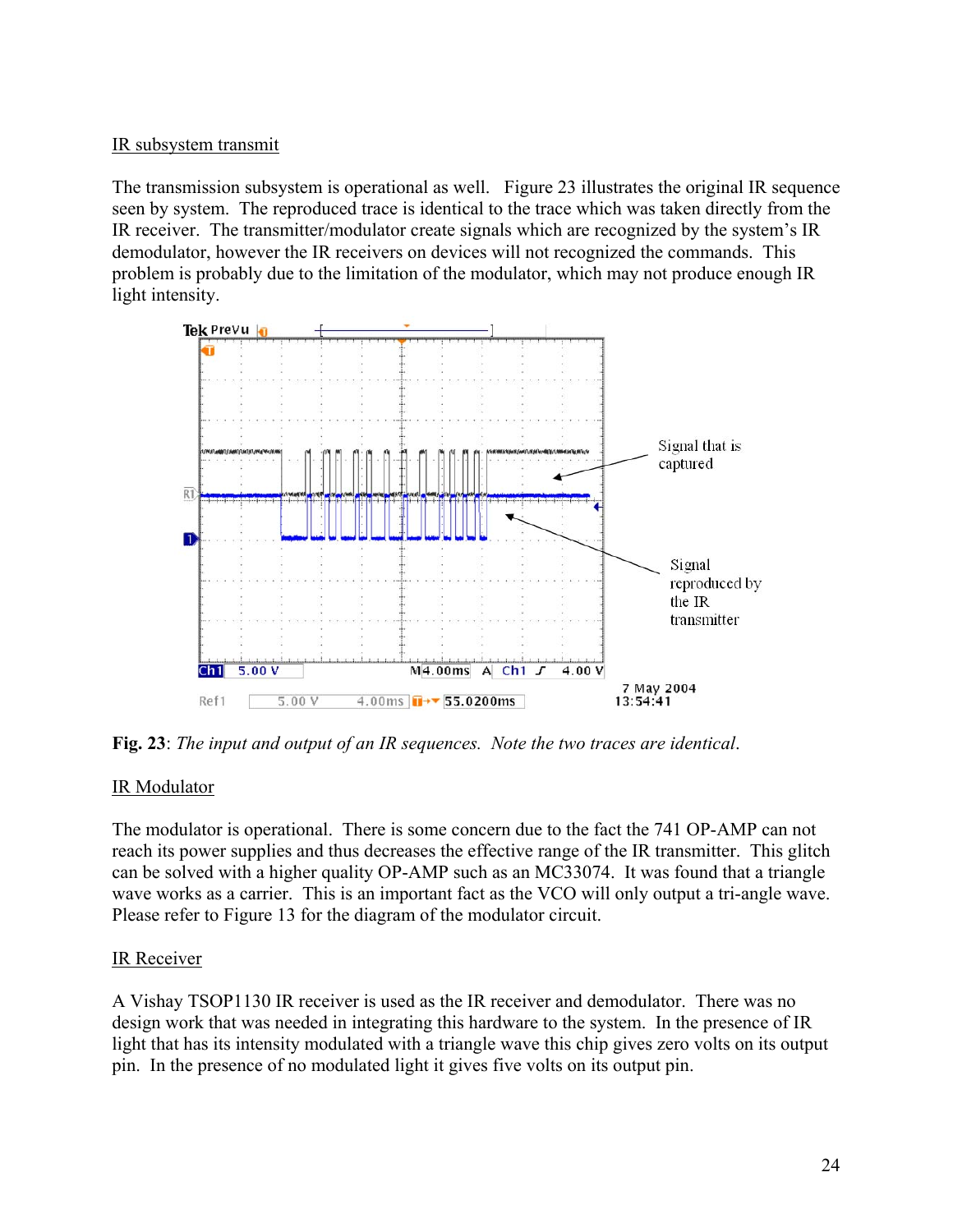IR subsystem transmit

The transmission subsystem is operational as well. Figure 23 illustrates the original IR sequence seen by system. The reproduced trace is identical to the trace which was taken directly from the IR receiver. The transmitter/modulator create signals which are recognized by the system's IR demodulator, however the IR receivers on devices will not recognized the commands. This problem is probably due to the limitation of the modulator, which may not produce enough IR light intensity.

**Fig. 23**: *The input and output of an IR sequences. Note the two traces are identical.*

IR Modulator

The modulator is operational. There is some concern due to the fact the 741 OP-AMP can not reach its power supplies and thus decreases the effective range of the IR transmitter. This glitch can be solved with a higher quality OP-AMP such as an MC33074. It was found that a triangle wave works as a carrier. This is an important fact as the VCO will only output a tri-angle wave. Please refer to Figure 13 for the diagram of the modulator circuit.

IR Receiver

A Vishay TSOP1130 IR receiver is used as the IR receiver and demodulator. There was no design work that was needed in integrating this hardware to the system. In the presence of IR light that has its intensity modulated with a triangle wave this chip gives zero volts on its output pin. In the presence of no modulated light it gives five volts on its output pin.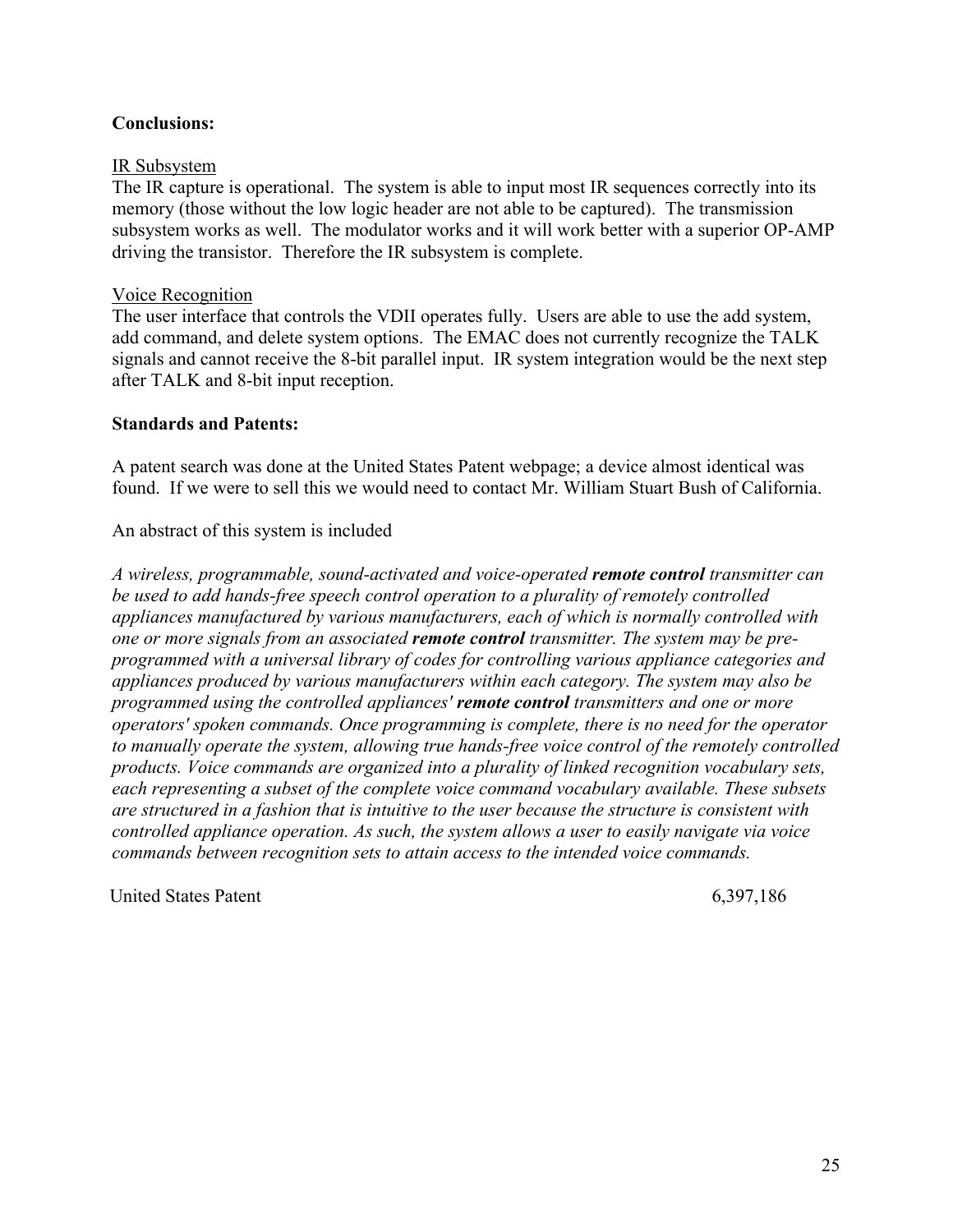**Conclusions:**

<u>IR Subsystem</u>
The IR capture is operational. The system is able to input most IR sequences correctly into its memory (those without the low logic header are not able to be captured). The transmission subsystem works as well. The modulator works and it will work better with a superior OP-AMP driving the transistor. Therefore the IR subsystem is complete.

<u>Voice Recognition</u>
The user interface that controls the VDII operates fully. Users are able to use the add system, add command, and delete system options. The EMAC does not currently recognize the TALK signals and cannot receive the 8-bit parallel input. IR system integration would be the next step after TALK and 8-bit input reception.

**Standards and Patents:**

A patent search was done at the United States Patent webpage; a device almost identical was found. If we were to sell this we would need to contact Mr. William Stuart Bush of California.

An abstract of this system is included

*A wireless, programmable, sound-activated and voice-operated **remote control** transmitter can be used to add hands-free speech control operation to a plurality of remotely controlled appliances manufactured by various manufacturers, each of which is normally controlled with one or more signals from an associated **remote control** transmitter. The system may be pre-programmed with a universal library of codes for controlling various appliance categories and appliances produced by various manufacturers within each category. The system may also be programmed using the controlled appliances' **remote control** transmitters and one or more operators' spoken commands. Once programming is complete, there is no need for the operator to manually operate the system, allowing true hands-free voice control of the remotely controlled products. Voice commands are organized into a plurality of linked recognition vocabulary sets, each representing a subset of the complete voice command vocabulary available. These subsets are structured in a fashion that is intuitive to the user because the structure is consistent with controlled appliance operation. As such, the system allows a user to easily navigate via voice commands between recognition sets to attain access to the intended voice commands.*

United States Patent 6,397,186